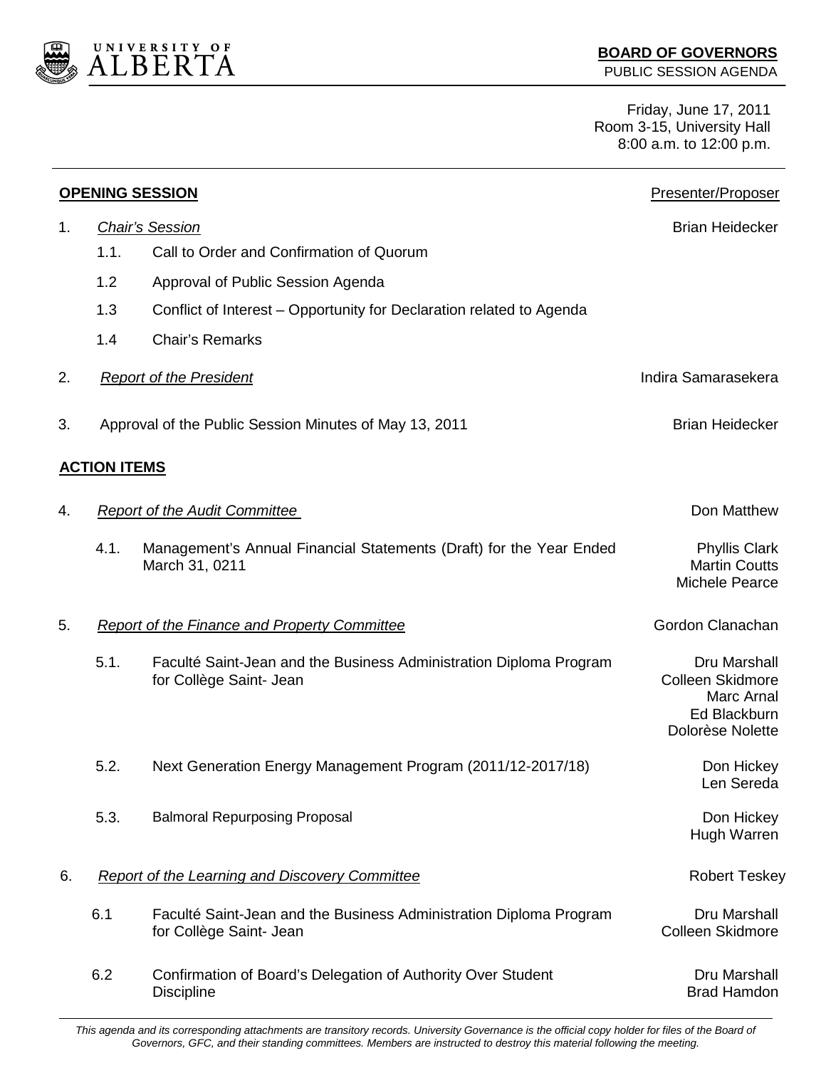UNIVERSITY OF ALBERTA

**BOARD OF GOVERNORS**
PUBLIC SESSION AGENDA

Friday, June 17, 2011
Room 3-15, University Hall
8:00 a.m. to 12:00 p.m.

---

| | | Presenter/Proposer |
|---|---|---|
| **OPENING SESSION** | | |
| 1. | *Chair's Session* | Brian Heidecker |
| 1.1. | Call to Order and Confirmation of Quorum | |
| 1.2 | Approval of Public Session Agenda | |
| 1.3 | Conflict of Interest – Opportunity for Declaration related to Agenda | |
| 1.4 | Chair's Remarks | |
| 2. | *Report of the President* | Indira Samarasekera |
| 3. | Approval of the Public Session Minutes of May 13, 2011 | Brian Heidecker |
| **ACTION ITEMS** | | |
| 4. | *Report of the Audit Committee* | Don Matthew |
| 4.1. | Management's Annual Financial Statements (Draft) for the Year Ended March 31, 0211 | Phyllis Clark, Martin Coutts, Michele Pearce |
| 5. | *Report of the Finance and Property Committee* | Gordon Clanachan |
| 5.1. | Faculté Saint-Jean and the Business Administration Diploma Program for Collège Saint- Jean | Dru Marshall, Colleen Skidmore, Marc Arnal, Ed Blackburn, Dolorèse Nolette |
| 5.2. | Next Generation Energy Management Program (2011/12-2017/18) | Don Hickey, Len Sereda |
| 5.3. | Balmoral Repurposing Proposal | Don Hickey, Hugh Warren |
| 6. | *Report of the Learning and Discovery Committee* | Robert Teskey |
| 6.1 | Faculté Saint-Jean and the Business Administration Diploma Program for Collège Saint- Jean | Dru Marshall, Colleen Skidmore |
| 6.2 | Confirmation of Board's Delegation of Authority Over Student Discipline | Dru Marshall, Brad Hamdon |

*This agenda and its corresponding attachments are transitory records. University Governance is the official copy holder for files of the Board of Governors, GFC, and their standing committees. Members are instructed to destroy this material following the meeting.*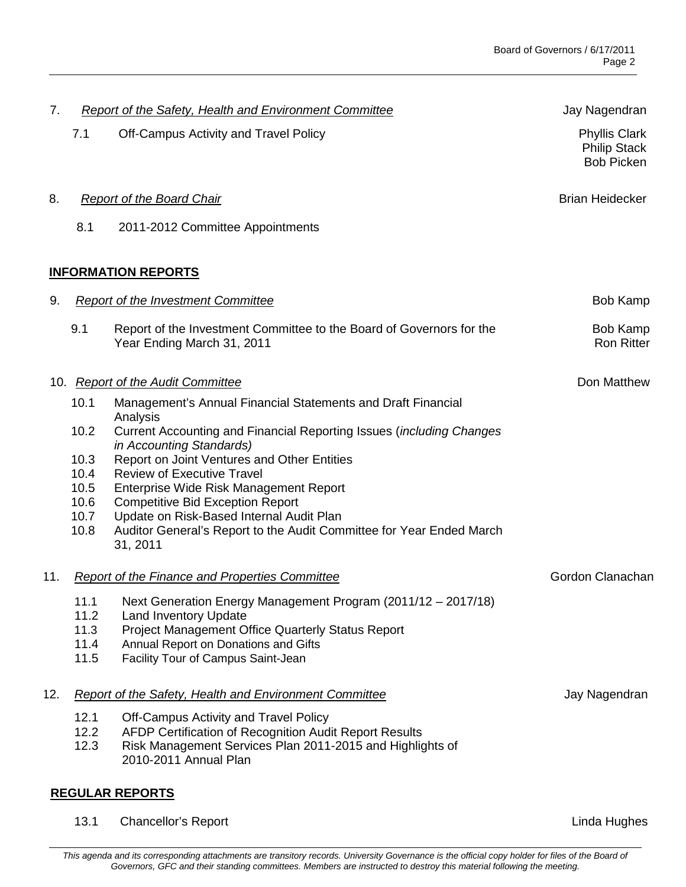7. *Report of the Safety, Health and Environment Committee* — Jay Nagendran

   7.1 Off-Campus Activity and Travel Policy — Phyllis Clark, Philip Stack, Bob Picken

8. *Report of the Board Chair* — Brian Heidecker

   8.1 2011-2012 Committee Appointments

**INFORMATION REPORTS**

9. *Report of the Investment Committee* — Bob Kamp

   9.1 Report of the Investment Committee to the Board of Governors for the Year Ending March 31, 2011 — Bob Kamp, Ron Ritter

10. *Report of the Audit Committee* — Don Matthew

    10.1 Management's Annual Financial Statements and Draft Financial Analysis
    10.2 Current Accounting and Financial Reporting Issues (*including Changes in Accounting Standards)*
    10.3 Report on Joint Ventures and Other Entities
    10.4 Review of Executive Travel
    10.5 Enterprise Wide Risk Management Report
    10.6 Competitive Bid Exception Report
    10.7 Update on Risk-Based Internal Audit Plan
    10.8 Auditor General's Report to the Audit Committee for Year Ended March 31, 2011

11. *Report of the Finance and Properties Committee* — Gordon Clanachan

    11.1 Next Generation Energy Management Program (2011/12 – 2017/18)
    11.2 Land Inventory Update
    11.3 Project Management Office Quarterly Status Report
    11.4 Annual Report on Donations and Gifts
    11.5 Facility Tour of Campus Saint-Jean

12. *Report of the Safety, Health and Environment Committee* — Jay Nagendran

    12.1 Off-Campus Activity and Travel Policy
    12.2 AFDP Certification of Recognition Audit Report Results
    12.3 Risk Management Services Plan 2011-2015 and Highlights of 2010-2011 Annual Plan

**REGULAR REPORTS**

13.1 Chancellor's Report — Linda Hughes

*This agenda and its corresponding attachments are transitory records. University Governance is the official copy holder for files of the Board of Governors, GFC and their standing committees. Members are instructed to destroy this material following the meeting.*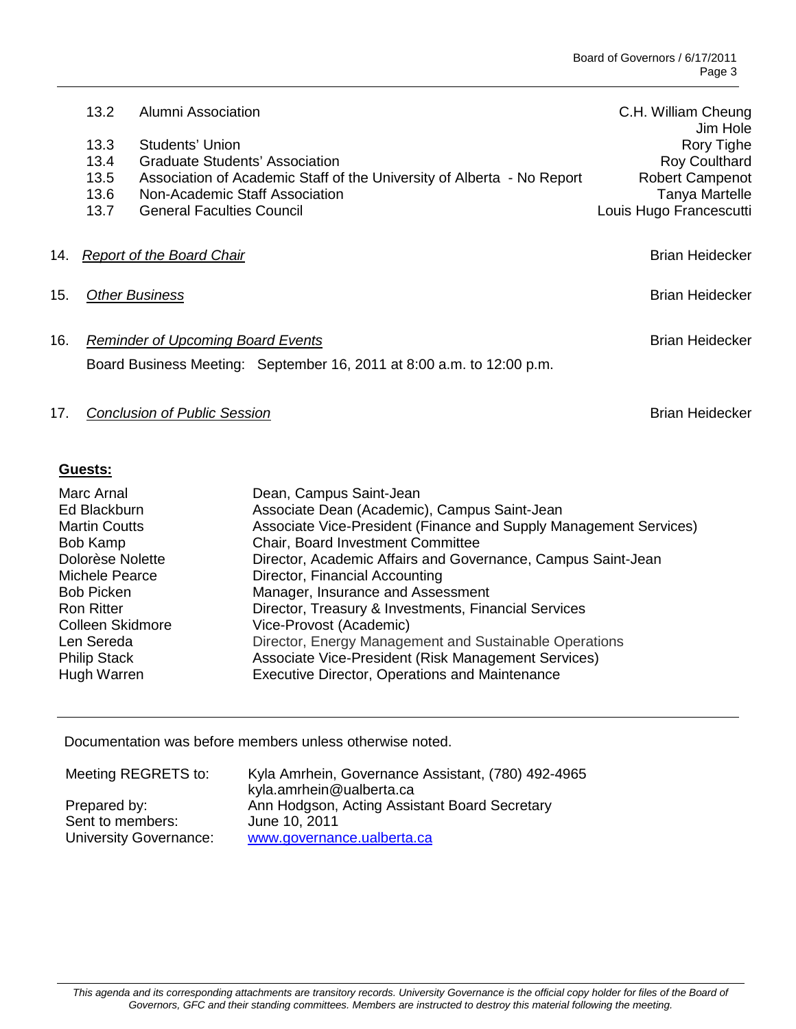| | | |
|---|---|---|
| 13.2 | Alumni Association | C.H. William Cheung<br>Jim Hole |
| 13.3 | Students' Union | Rory Tighe |
| 13.4 | Graduate Students' Association | Roy Coulthard |
| 13.5 | Association of Academic Staff of the University of Alberta - No Report | Robert Campenot |
| 13.6 | Non-Academic Staff Association | Tanya Martelle |
| 13.7 | General Faculties Council | Louis Hugo Francescutti |

14. *Report of the Board Chair* — Brian Heidecker

15. *Other Business* — Brian Heidecker

16. *Reminder of Upcoming Board Events* — Brian Heidecker

    Board Business Meeting: September 16, 2011 at 8:00 a.m. to 12:00 p.m.

17. *Conclusion of Public Session* — Brian Heidecker

**Guests:**

| | |
|---|---|
| Marc Arnal | Dean, Campus Saint-Jean |
| Ed Blackburn | Associate Dean (Academic), Campus Saint-Jean |
| Martin Coutts | Associate Vice-President (Finance and Supply Management Services) |
| Bob Kamp | Chair, Board Investment Committee |
| Dolorèse Nolette | Director, Academic Affairs and Governance, Campus Saint-Jean |
| Michele Pearce | Director, Financial Accounting |
| Bob Picken | Manager, Insurance and Assessment |
| Ron Ritter | Director, Treasury & Investments, Financial Services |
| Colleen Skidmore | Vice-Provost (Academic) |
| Len Sereda | Director, Energy Management and Sustainable Operations |
| Philip Stack | Associate Vice-President (Risk Management Services) |
| Hugh Warren | Executive Director, Operations and Maintenance |

Documentation was before members unless otherwise noted.

| | |
|---|---|
| Meeting REGRETS to: | Kyla Amrhein, Governance Assistant, (780) 492-4965<br>kyla.amrhein@ualberta.ca |
| Prepared by: | Ann Hodgson, Acting Assistant Board Secretary |
| Sent to members: | June 10, 2011 |
| University Governance: | www.governance.ualberta.ca |

*This agenda and its corresponding attachments are transitory records. University Governance is the official copy holder for files of the Board of Governors, GFC and their standing committees. Members are instructed to destroy this material following the meeting.*